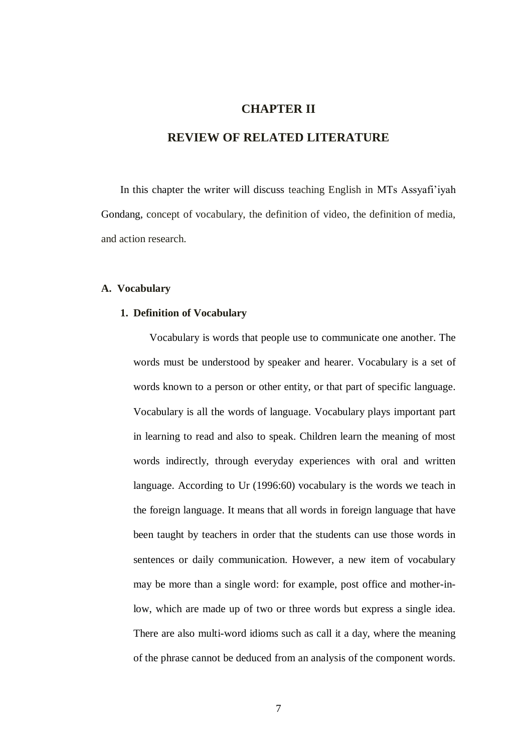# CHAPTER II

# REVIEW OF RELATED LITERATURE

In this chapter the writer will discuss teaching English in MTs Assyafi'iyah Gondang, concept of vocabulary, the definition of video, the definition of media, and action research.

## A. Vocabulary

### 1. Definition of Vocabulary

Vocabulary is words that people use to communicate one another. The words must be understood by speaker and hearer. Vocabulary is a set of words known to a person or other entity, or that part of specific language. Vocabulary is all the words of language. Vocabulary plays important part in learning to read and also to speak. Children learn the meaning of most words indirectly, through everyday experiences with oral and written language. According to Ur (1996:60) vocabulary is the words we teach in the foreign language. It means that all words in foreign language that have been taught by teachers in order that the students can use those words in sentences or daily communication. However, a new item of vocabulary may be more than a single word: for example, post office and mother-in-low, which are made up of two or three words but express a single idea. There are also multi-word idioms such as call it a day, where the meaning of the phrase cannot be deduced from an analysis of the component words.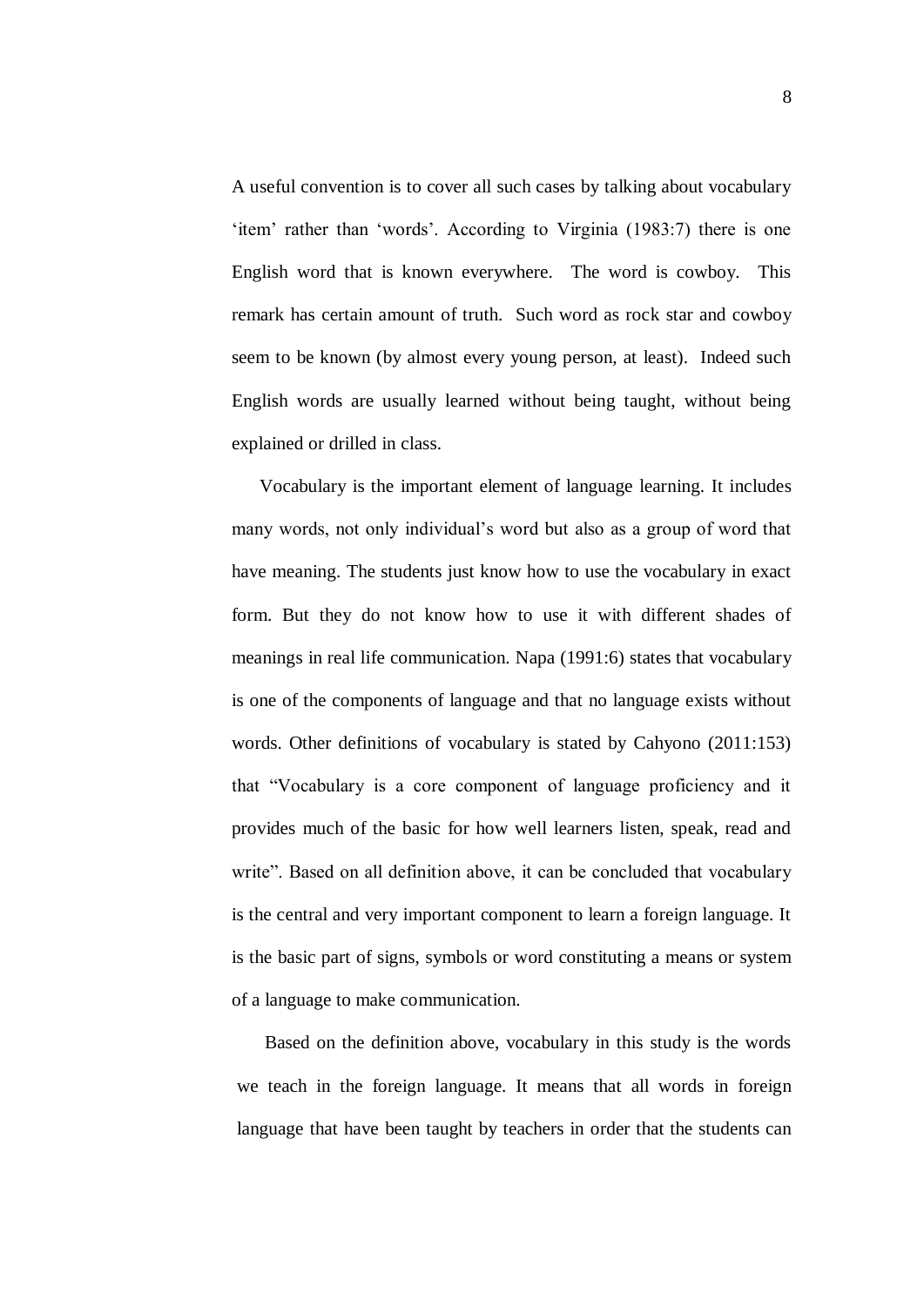A useful convention is to cover all such cases by talking about vocabulary 'item' rather than 'words'. According to Virginia (1983:7) there is one English word that is known everywhere. The word is cowboy. This remark has certain amount of truth. Such word as rock star and cowboy seem to be known (by almost every young person, at least). Indeed such English words are usually learned without being taught, without being explained or drilled in class.

Vocabulary is the important element of language learning. It includes many words, not only individual's word but also as a group of word that have meaning. The students just know how to use the vocabulary in exact form. But they do not know how to use it with different shades of meanings in real life communication. Napa (1991:6) states that vocabulary is one of the components of language and that no language exists without words. Other definitions of vocabulary is stated by Cahyono (2011:153) that "Vocabulary is a core component of language proficiency and it provides much of the basic for how well learners listen, speak, read and write". Based on all definition above, it can be concluded that vocabulary is the central and very important component to learn a foreign language. It is the basic part of signs, symbols or word constituting a means or system of a language to make communication.

Based on the definition above, vocabulary in this study is the words we teach in the foreign language. It means that all words in foreign language that have been taught by teachers in order that the students can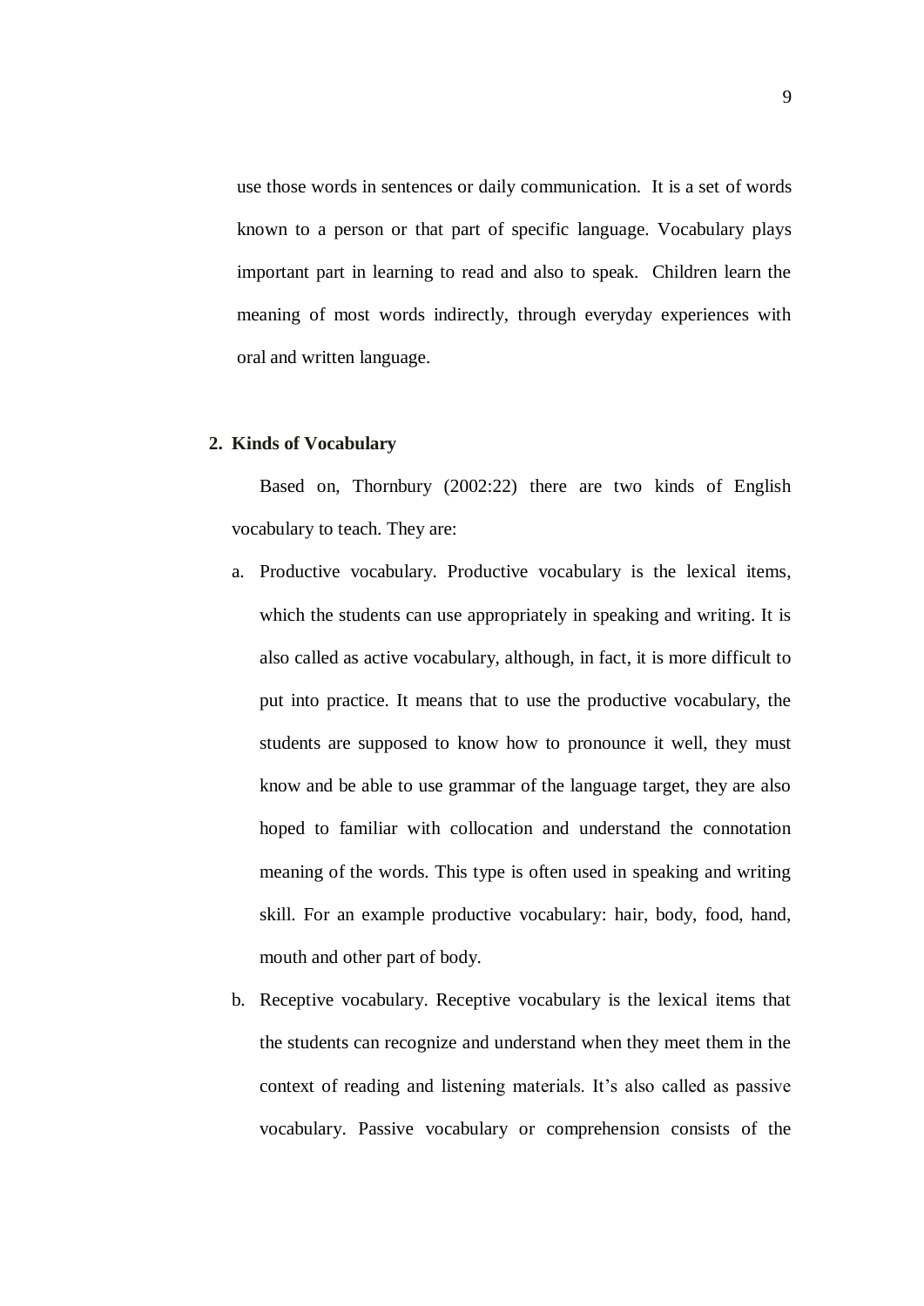use those words in sentences or daily communication. It is a set of words known to a person or that part of specific language. Vocabulary plays important part in learning to read and also to speak. Children learn the meaning of most words indirectly, through everyday experiences with oral and written language.

**2. Kinds of Vocabulary**

Based on, Thornbury (2002:22) there are two kinds of English vocabulary to teach. They are:

a. Productive vocabulary. Productive vocabulary is the lexical items, which the students can use appropriately in speaking and writing. It is also called as active vocabulary, although, in fact, it is more difficult to put into practice. It means that to use the productive vocabulary, the students are supposed to know how to pronounce it well, they must know and be able to use grammar of the language target, they are also hoped to familiar with collocation and understand the connotation meaning of the words. This type is often used in speaking and writing skill. For an example productive vocabulary: hair, body, food, hand, mouth and other part of body.

b. Receptive vocabulary. Receptive vocabulary is the lexical items that the students can recognize and understand when they meet them in the context of reading and listening materials. It's also called as passive vocabulary. Passive vocabulary or comprehension consists of the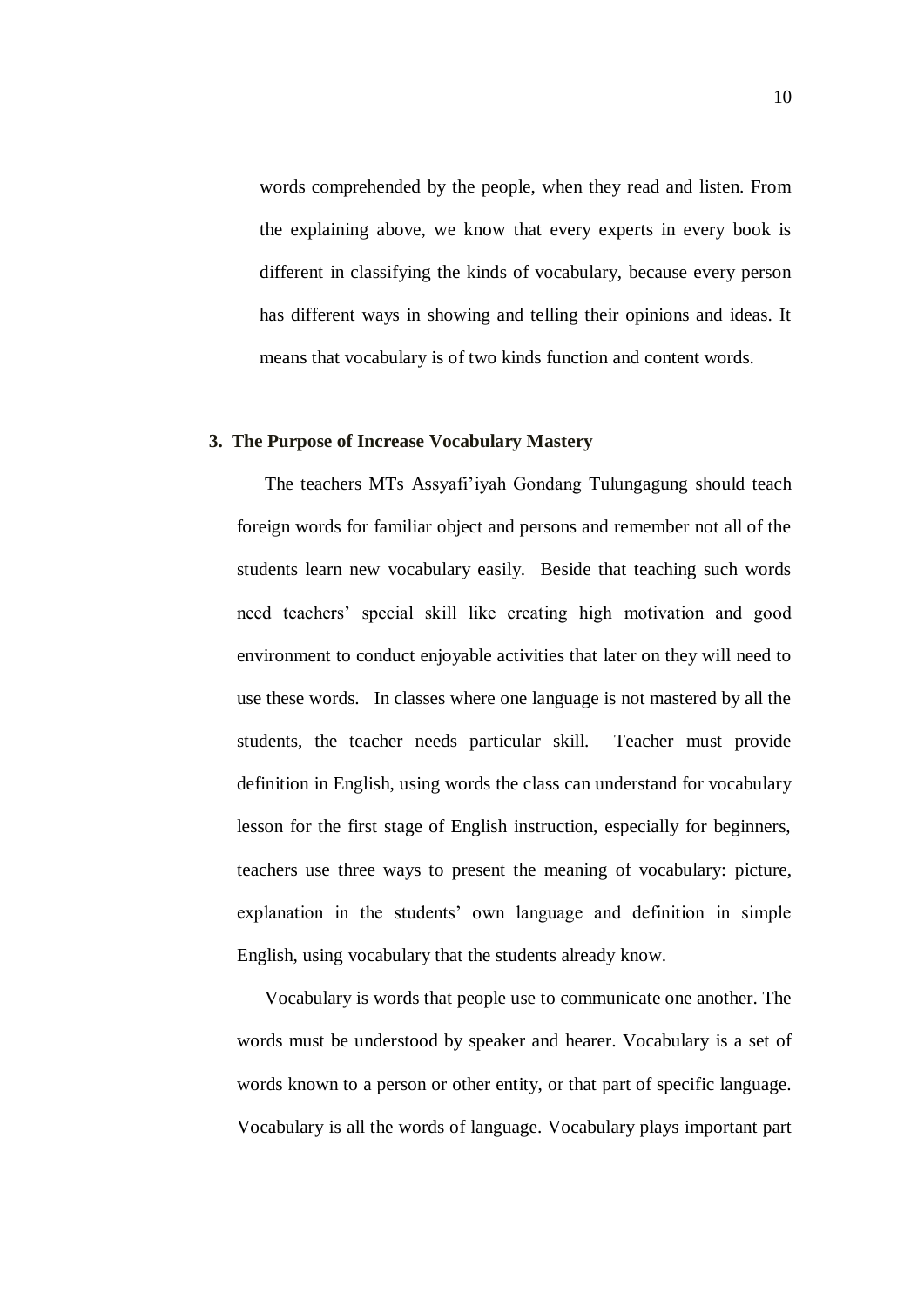words comprehended by the people, when they read and listen. From the explaining above, we know that every experts in every book is different in classifying the kinds of vocabulary, because every person has different ways in showing and telling their opinions and ideas. It means that vocabulary is of two kinds function and content words.

### 3. The Purpose of Increase Vocabulary Mastery

The teachers MTs Assyafi'iyah Gondang Tulungagung should teach foreign words for familiar object and persons and remember not all of the students learn new vocabulary easily. Beside that teaching such words need teachers' special skill like creating high motivation and good environment to conduct enjoyable activities that later on they will need to use these words. In classes where one language is not mastered by all the students, the teacher needs particular skill. Teacher must provide definition in English, using words the class can understand for vocabulary lesson for the first stage of English instruction, especially for beginners, teachers use three ways to present the meaning of vocabulary: picture, explanation in the students' own language and definition in simple English, using vocabulary that the students already know.

Vocabulary is words that people use to communicate one another. The words must be understood by speaker and hearer. Vocabulary is a set of words known to a person or other entity, or that part of specific language. Vocabulary is all the words of language. Vocabulary plays important part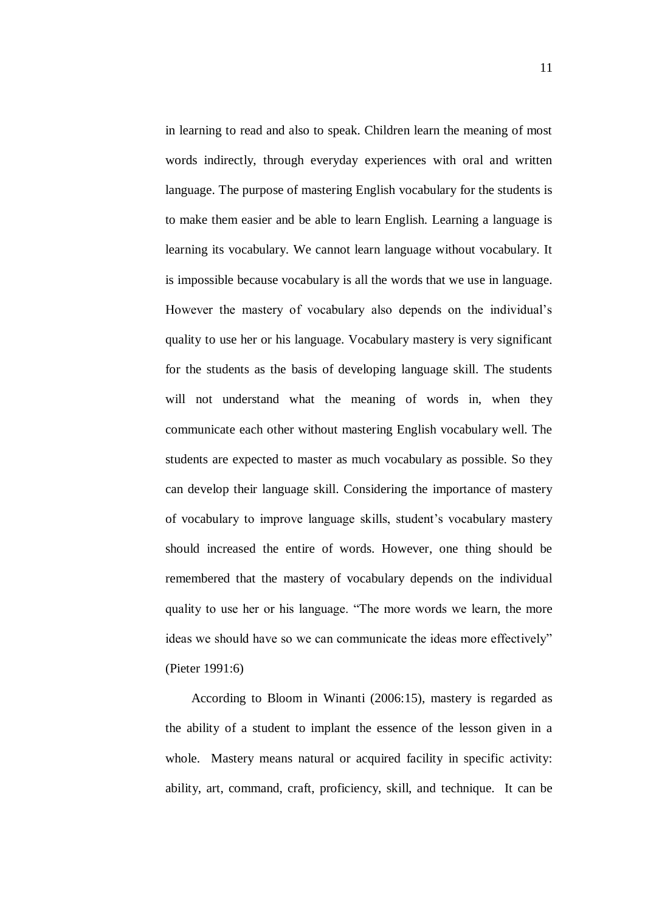in learning to read and also to speak. Children learn the meaning of most words indirectly, through everyday experiences with oral and written language. The purpose of mastering English vocabulary for the students is to make them easier and be able to learn English. Learning a language is learning its vocabulary. We cannot learn language without vocabulary. It is impossible because vocabulary is all the words that we use in language. However the mastery of vocabulary also depends on the individual's quality to use her or his language. Vocabulary mastery is very significant for the students as the basis of developing language skill. The students will not understand what the meaning of words in, when they communicate each other without mastering English vocabulary well. The students are expected to master as much vocabulary as possible. So they can develop their language skill. Considering the importance of mastery of vocabulary to improve language skills, student's vocabulary mastery should increased the entire of words. However, one thing should be remembered that the mastery of vocabulary depends on the individual quality to use her or his language. "The more words we learn, the more ideas we should have so we can communicate the ideas more effectively" (Pieter 1991:6)

According to Bloom in Winanti (2006:15), mastery is regarded as the ability of a student to implant the essence of the lesson given in a whole. Mastery means natural or acquired facility in specific activity: ability, art, command, craft, proficiency, skill, and technique. It can be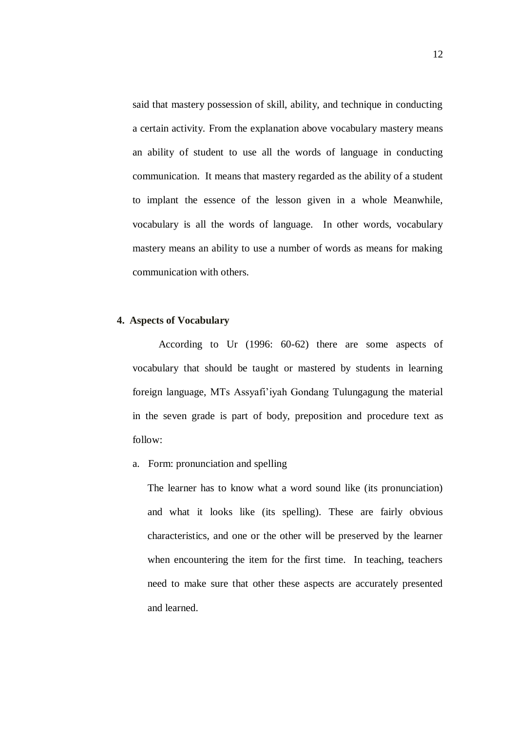said that mastery possession of skill, ability, and technique in conducting a certain activity. From the explanation above vocabulary mastery means an ability of student to use all the words of language in conducting communication. It means that mastery regarded as the ability of a student to implant the essence of the lesson given in a whole Meanwhile, vocabulary is all the words of language. In other words, vocabulary mastery means an ability to use a number of words as means for making communication with others.

**4. Aspects of Vocabulary**

According to Ur (1996: 60-62) there are some aspects of vocabulary that should be taught or mastered by students in learning foreign language, MTs Assyafi'iyah Gondang Tulungagung the material in the seven grade is part of body, preposition and procedure text as follow:

a. Form: pronunciation and spelling

The learner has to know what a word sound like (its pronunciation) and what it looks like (its spelling). These are fairly obvious characteristics, and one or the other will be preserved by the learner when encountering the item for the first time. In teaching, teachers need to make sure that other these aspects are accurately presented and learned.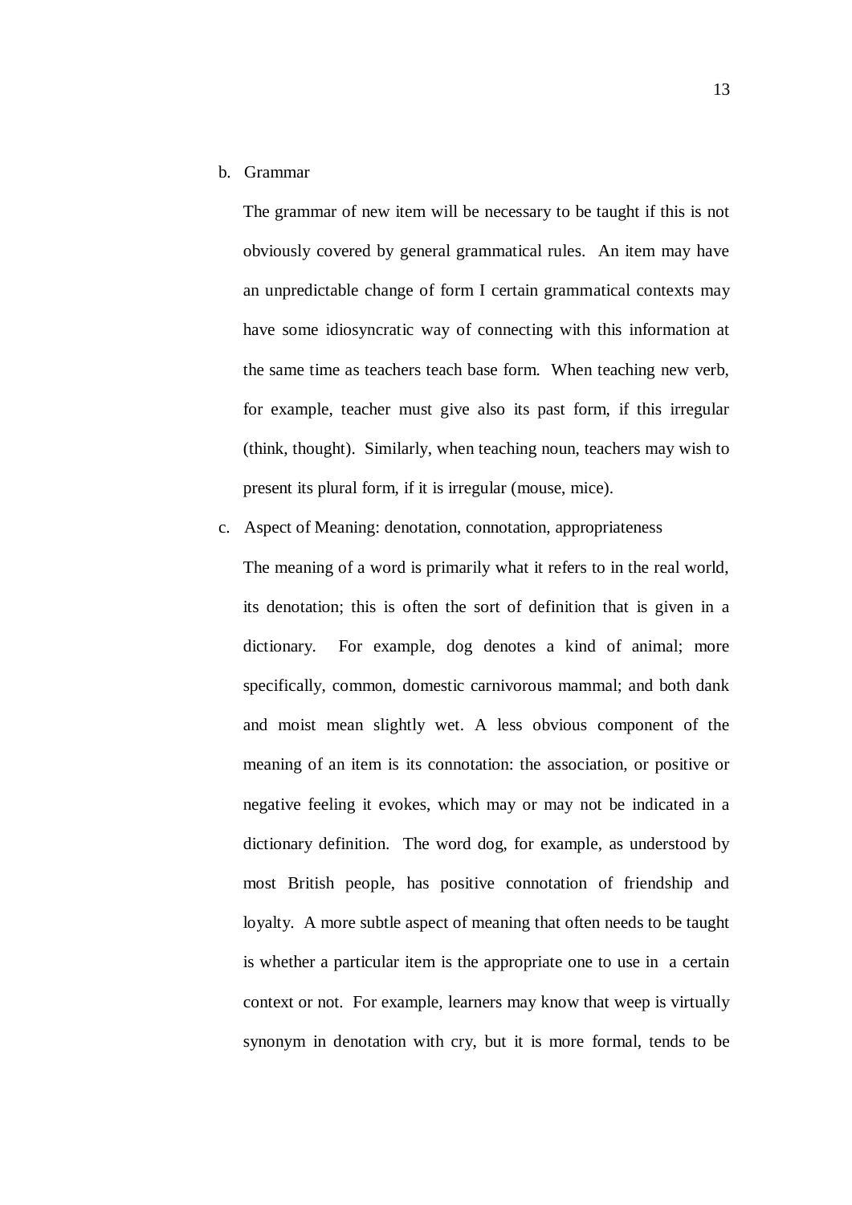b. Grammar

The grammar of new item will be necessary to be taught if this is not obviously covered by general grammatical rules. An item may have an unpredictable change of form I certain grammatical contexts may have some idiosyncratic way of connecting with this information at the same time as teachers teach base form. When teaching new verb, for example, teacher must give also its past form, if this irregular (think, thought). Similarly, when teaching noun, teachers may wish to present its plural form, if it is irregular (mouse, mice).

c. Aspect of Meaning: denotation, connotation, appropriateness

The meaning of a word is primarily what it refers to in the real world, its denotation; this is often the sort of definition that is given in a dictionary. For example, dog denotes a kind of animal; more specifically, common, domestic carnivorous mammal; and both dank and moist mean slightly wet. A less obvious component of the meaning of an item is its connotation: the association, or positive or negative feeling it evokes, which may or may not be indicated in a dictionary definition. The word dog, for example, as understood by most British people, has positive connotation of friendship and loyalty. A more subtle aspect of meaning that often needs to be taught is whether a particular item is the appropriate one to use in a certain context or not. For example, learners may know that weep is virtually synonym in denotation with cry, but it is more formal, tends to be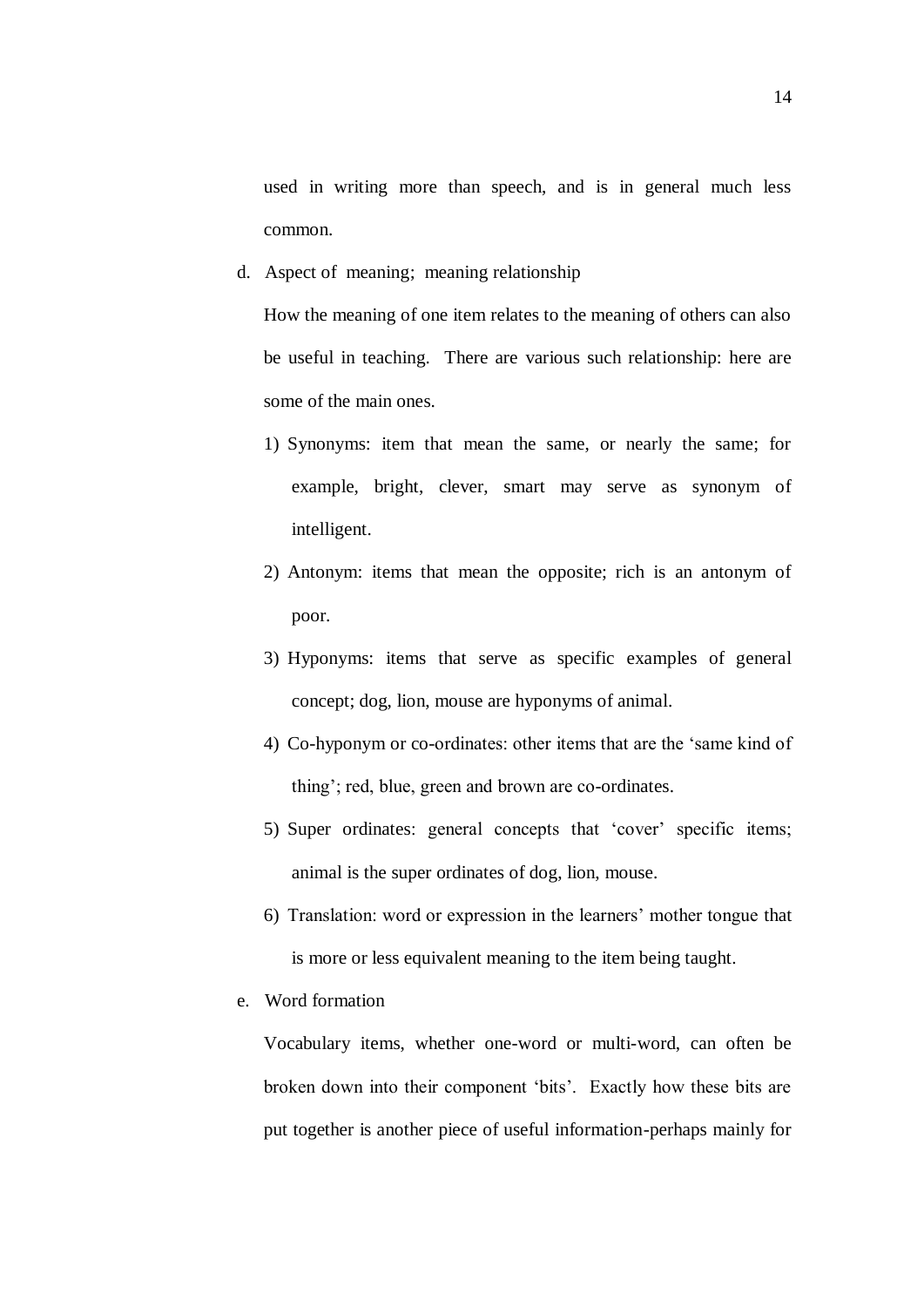used in writing more than speech, and is in general much less common.

d. Aspect of meaning; meaning relationship

How the meaning of one item relates to the meaning of others can also be useful in teaching. There are various such relationship: here are some of the main ones.

1) Synonyms: item that mean the same, or nearly the same; for example, bright, clever, smart may serve as synonym of intelligent.

2) Antonym: items that mean the opposite; rich is an antonym of poor.

3) Hyponyms: items that serve as specific examples of general concept; dog, lion, mouse are hyponyms of animal.

4) Co-hyponym or co-ordinates: other items that are the 'same kind of thing'; red, blue, green and brown are co-ordinates.

5) Super ordinates: general concepts that 'cover' specific items; animal is the super ordinates of dog, lion, mouse.

6) Translation: word or expression in the learners' mother tongue that is more or less equivalent meaning to the item being taught.

e. Word formation

Vocabulary items, whether one-word or multi-word, can often be broken down into their component 'bits'. Exactly how these bits are put together is another piece of useful information-perhaps mainly for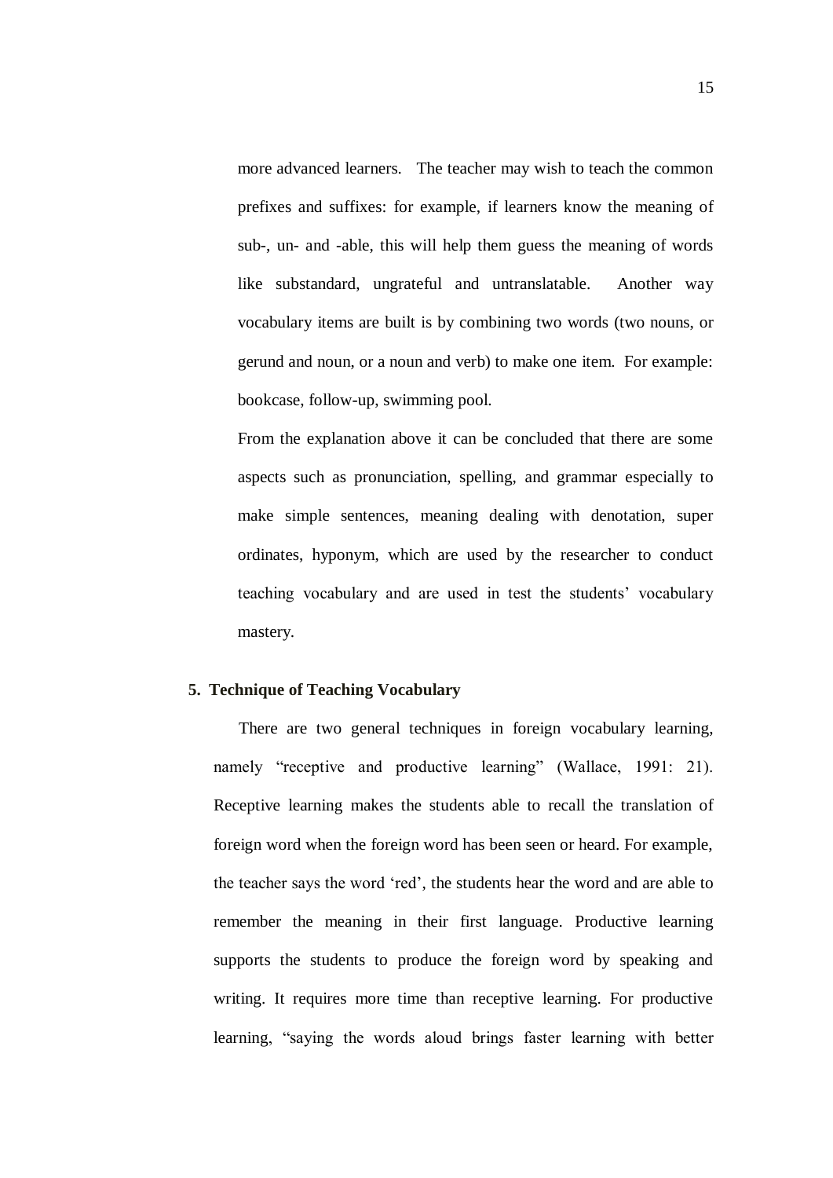more advanced learners. The teacher may wish to teach the common prefixes and suffixes: for example, if learners know the meaning of sub-, un- and -able, this will help them guess the meaning of words like substandard, ungrateful and untranslatable. Another way vocabulary items are built is by combining two words (two nouns, or gerund and noun, or a noun and verb) to make one item. For example: bookcase, follow-up, swimming pool.

From the explanation above it can be concluded that there are some aspects such as pronunciation, spelling, and grammar especially to make simple sentences, meaning dealing with denotation, super ordinates, hyponym, which are used by the researcher to conduct teaching vocabulary and are used in test the students' vocabulary mastery.

**5. Technique of Teaching Vocabulary**

There are two general techniques in foreign vocabulary learning, namely "receptive and productive learning" (Wallace, 1991: 21). Receptive learning makes the students able to recall the translation of foreign word when the foreign word has been seen or heard. For example, the teacher says the word 'red', the students hear the word and are able to remember the meaning in their first language. Productive learning supports the students to produce the foreign word by speaking and writing. It requires more time than receptive learning. For productive learning, "saying the words aloud brings faster learning with better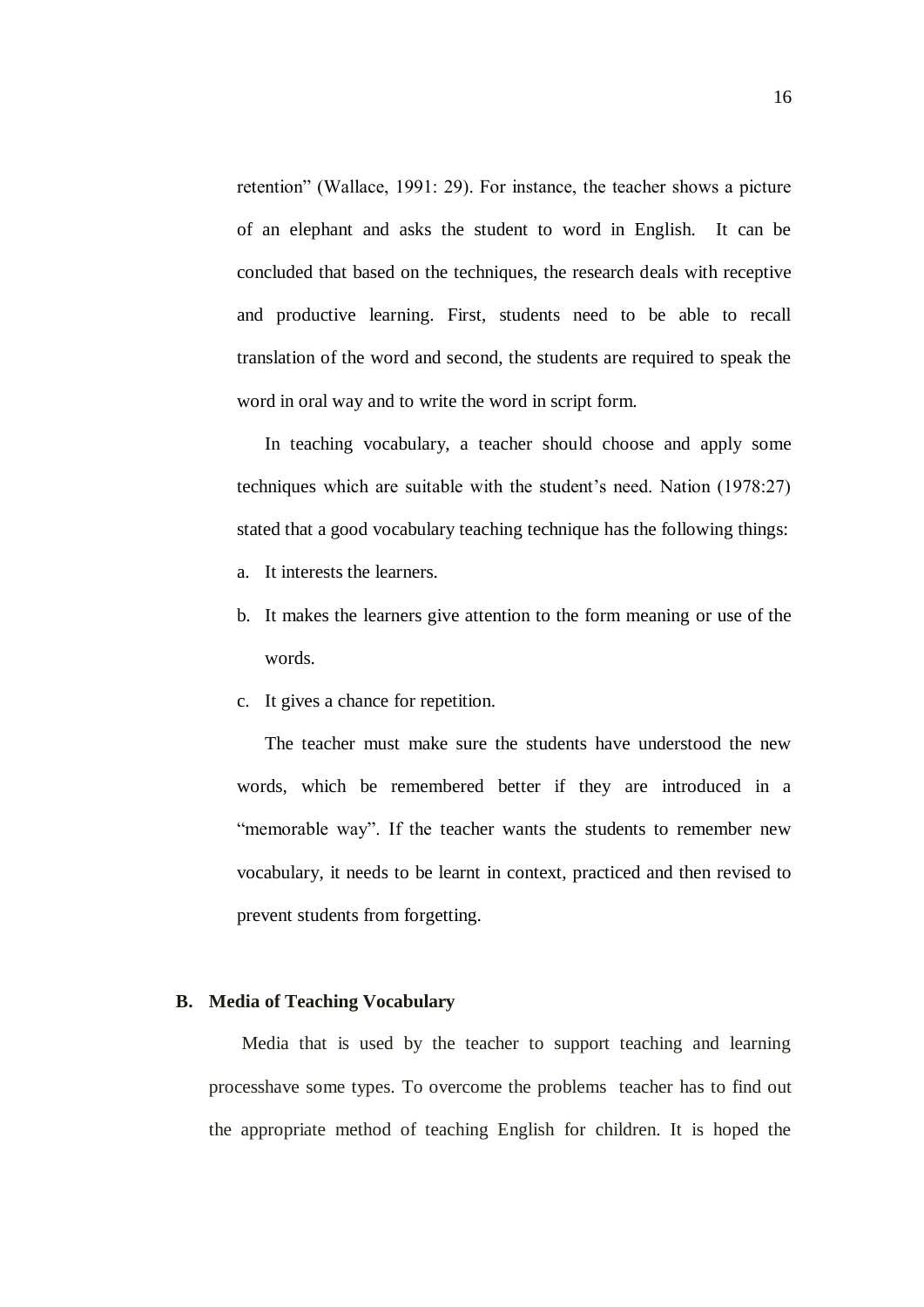retention" (Wallace, 1991: 29). For instance, the teacher shows a picture of an elephant and asks the student to word in English. It can be concluded that based on the techniques, the research deals with receptive and productive learning. First, students need to be able to recall translation of the word and second, the students are required to speak the word in oral way and to write the word in script form.

In teaching vocabulary, a teacher should choose and apply some techniques which are suitable with the student's need. Nation (1978:27) stated that a good vocabulary teaching technique has the following things:

a. It interests the learners.
b. It makes the learners give attention to the form meaning or use of the words.
c. It gives a chance for repetition.

The teacher must make sure the students have understood the new words, which be remembered better if they are introduced in a "memorable way". If the teacher wants the students to remember new vocabulary, it needs to be learnt in context, practiced and then revised to prevent students from forgetting.

## B. Media of Teaching Vocabulary

Media that is used by the teacher to support teaching and learning processhave some types. To overcome the problems teacher has to find out the appropriate method of teaching English for children. It is hoped the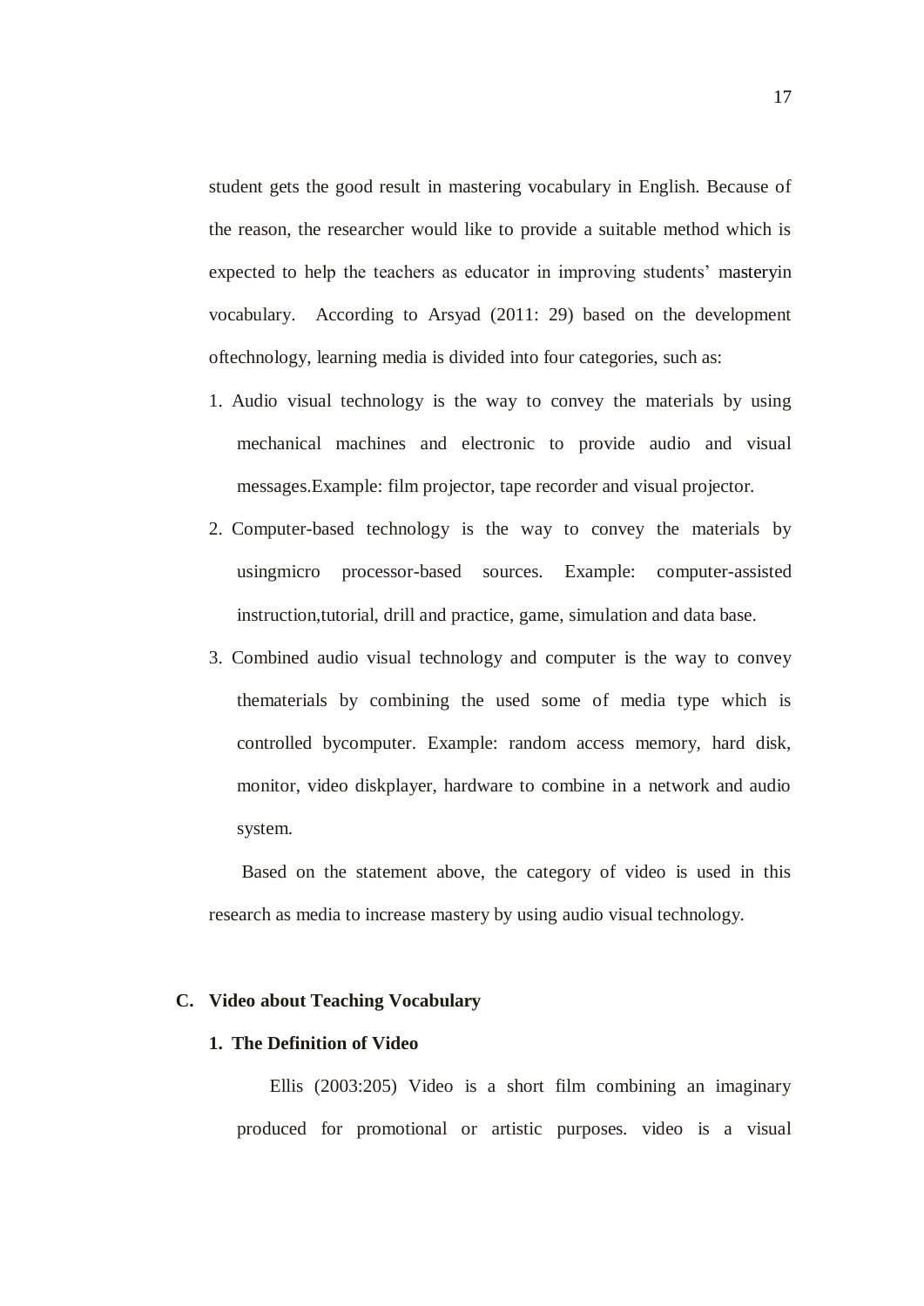student gets the good result in mastering vocabulary in English. Because of the reason, the researcher would like to provide a suitable method which is expected to help the teachers as educator in improving students' masteryin vocabulary. According to Arsyad (2011: 29) based on the development oftechnology, learning media is divided into four categories, such as:

1. Audio visual technology is the way to convey the materials by using mechanical machines and electronic to provide audio and visual messages.Example: film projector, tape recorder and visual projector.
2. Computer-based technology is the way to convey the materials by usingmicro processor-based sources. Example: computer-assisted instruction,tutorial, drill and practice, game, simulation and data base.
3. Combined audio visual technology and computer is the way to convey thematerials by combining the used some of media type which is controlled bycomputer. Example: random access memory, hard disk, monitor, video diskplayer, hardware to combine in a network and audio system.

Based on the statement above, the category of video is used in this research as media to increase mastery by using audio visual technology.

## C. Video about Teaching Vocabulary

### 1. The Definition of Video

Ellis (2003:205) Video is a short film combining an imaginary produced for promotional or artistic purposes. video is a visual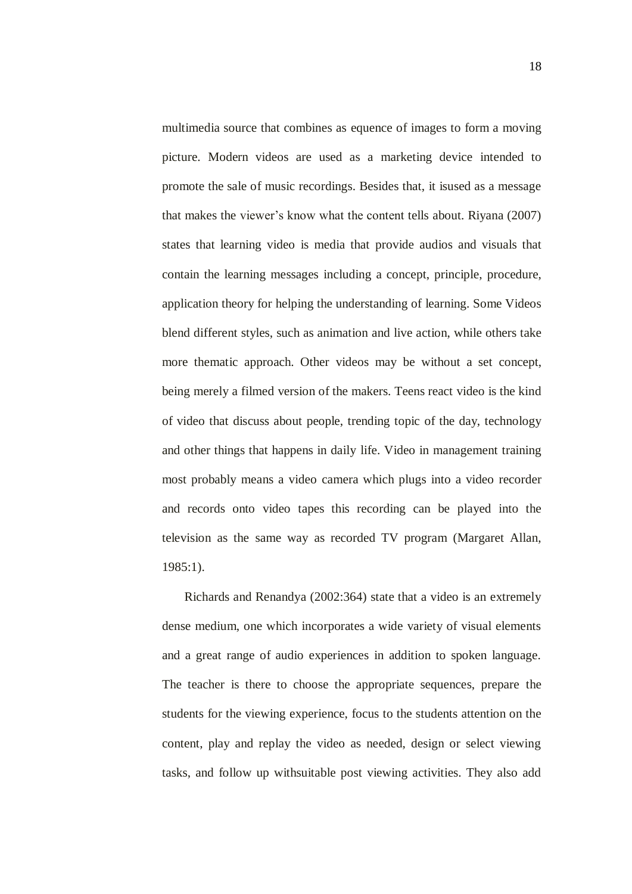multimedia source that combines as equence of images to form a moving picture. Modern videos are used as a marketing device intended to promote the sale of music recordings. Besides that, it isused as a message that makes the viewer's know what the content tells about. Riyana (2007) states that learning video is media that provide audios and visuals that contain the learning messages including a concept, principle, procedure, application theory for helping the understanding of learning. Some Videos blend different styles, such as animation and live action, while others take more thematic approach. Other videos may be without a set concept, being merely a filmed version of the makers. Teens react video is the kind of video that discuss about people, trending topic of the day, technology and other things that happens in daily life. Video in management training most probably means a video camera which plugs into a video recorder and records onto video tapes this recording can be played into the television as the same way as recorded TV program (Margaret Allan, 1985:1).

Richards and Renandya (2002:364) state that a video is an extremely dense medium, one which incorporates a wide variety of visual elements and a great range of audio experiences in addition to spoken language. The teacher is there to choose the appropriate sequences, prepare the students for the viewing experience, focus to the students attention on the content, play and replay the video as needed, design or select viewing tasks, and follow up withsuitable post viewing activities. They also add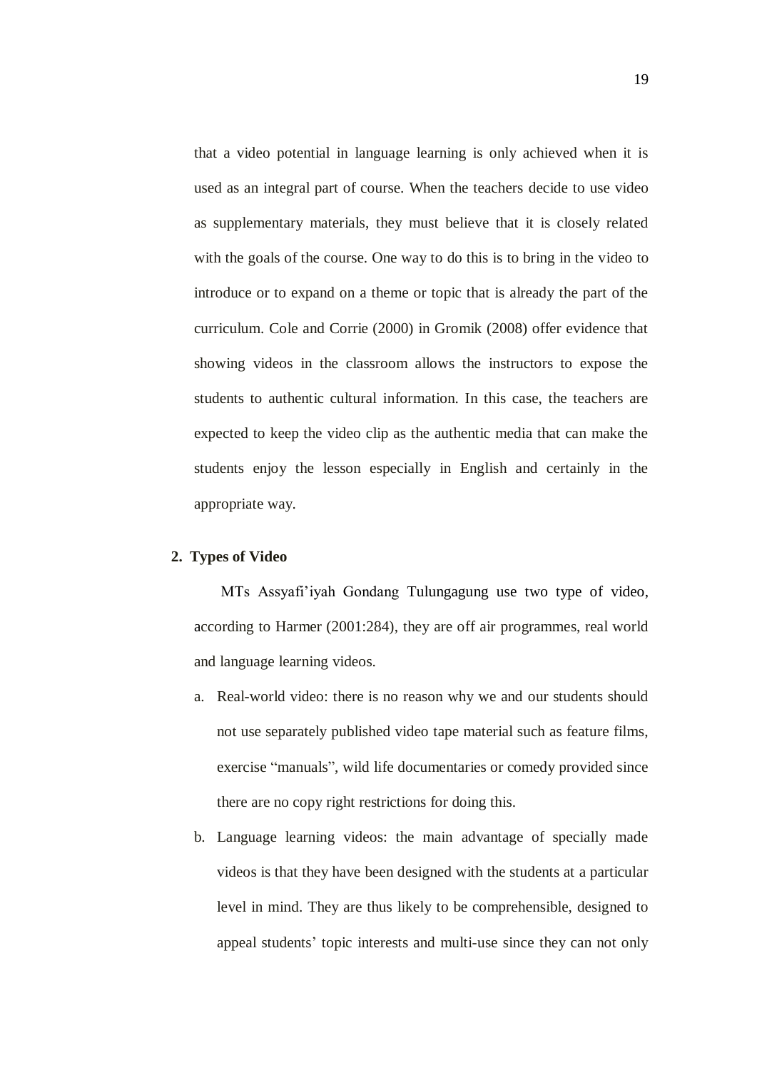that a video potential in language learning is only achieved when it is used as an integral part of course. When the teachers decide to use video as supplementary materials, they must believe that it is closely related with the goals of the course. One way to do this is to bring in the video to introduce or to expand on a theme or topic that is already the part of the curriculum. Cole and Corrie (2000) in Gromik (2008) offer evidence that showing videos in the classroom allows the instructors to expose the students to authentic cultural information. In this case, the teachers are expected to keep the video clip as the authentic media that can make the students enjoy the lesson especially in English and certainly in the appropriate way.

**2. Types of Video**

MTs Assyafi'iyah Gondang Tulungagung use two type of video, according to Harmer (2001:284), they are off air programmes, real world and language learning videos.

a. Real-world video: there is no reason why we and our students should not use separately published video tape material such as feature films, exercise "manuals", wild life documentaries or comedy provided since there are no copy right restrictions for doing this.

b. Language learning videos: the main advantage of specially made videos is that they have been designed with the students at a particular level in mind. They are thus likely to be comprehensible, designed to appeal students' topic interests and multi-use since they can not only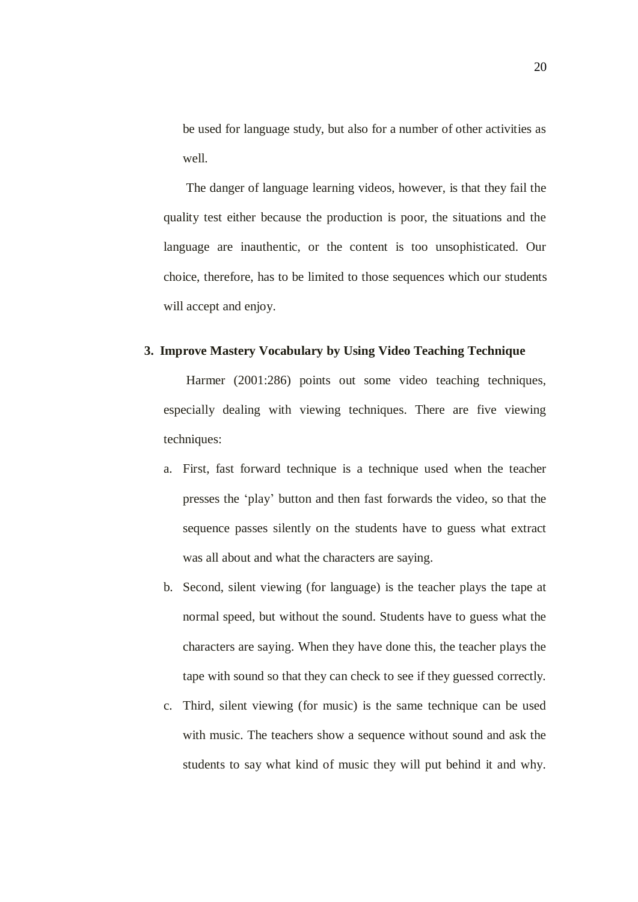be used for language study, but also for a number of other activities as well.

The danger of language learning videos, however, is that they fail the quality test either because the production is poor, the situations and the language are inauthentic, or the content is too unsophisticated. Our choice, therefore, has to be limited to those sequences which our students will accept and enjoy.

### 3. Improve Mastery Vocabulary by Using Video Teaching Technique

Harmer (2001:286) points out some video teaching techniques, especially dealing with viewing techniques. There are five viewing techniques:

a. First, fast forward technique is a technique used when the teacher presses the 'play' button and then fast forwards the video, so that the sequence passes silently on the students have to guess what extract was all about and what the characters are saying.

b. Second, silent viewing (for language) is the teacher plays the tape at normal speed, but without the sound. Students have to guess what the characters are saying. When they have done this, the teacher plays the tape with sound so that they can check to see if they guessed correctly.

c. Third, silent viewing (for music) is the same technique can be used with music. The teachers show a sequence without sound and ask the students to say what kind of music they will put behind it and why.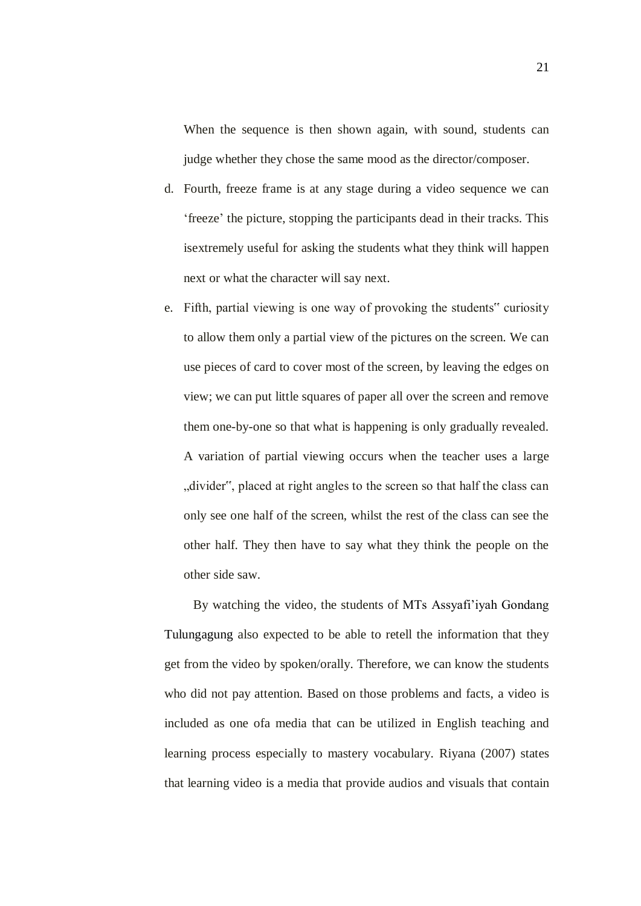When the sequence is then shown again, with sound, students can judge whether they chose the same mood as the director/composer.

d. Fourth, freeze frame is at any stage during a video sequence we can 'freeze' the picture, stopping the participants dead in their tracks. This isextremely useful for asking the students what they think will happen next or what the character will say next.

e. Fifth, partial viewing is one way of provoking the students" curiosity to allow them only a partial view of the pictures on the screen. We can use pieces of card to cover most of the screen, by leaving the edges on view; we can put little squares of paper all over the screen and remove them one-by-one so that what is happening is only gradually revealed. A variation of partial viewing occurs when the teacher uses a large „divider", placed at right angles to the screen so that half the class can only see one half of the screen, whilst the rest of the class can see the other half. They then have to say what they think the people on the other side saw.

By watching the video, the students of MTs Assyafi'iyah Gondang Tulungagung also expected to be able to retell the information that they get from the video by spoken/orally. Therefore, we can know the students who did not pay attention. Based on those problems and facts, a video is included as one ofa media that can be utilized in English teaching and learning process especially to mastery vocabulary. Riyana (2007) states that learning video is a media that provide audios and visuals that contain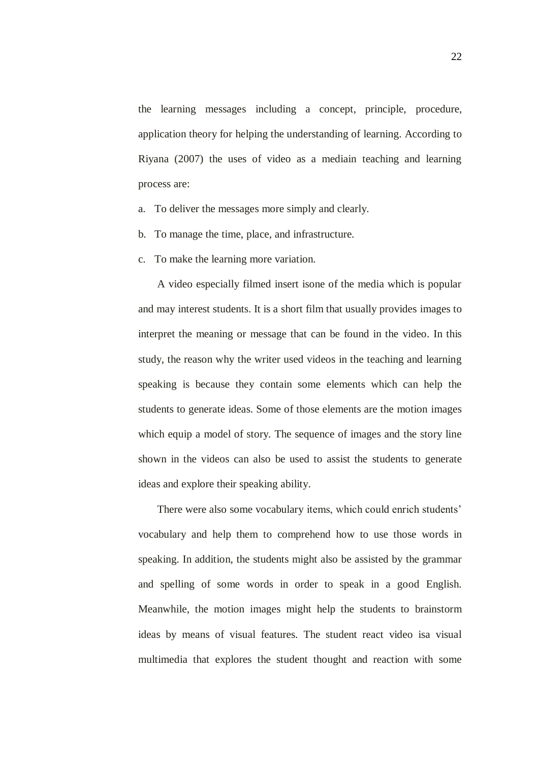the learning messages including a concept, principle, procedure, application theory for helping the understanding of learning. According to Riyana (2007) the uses of video as a mediain teaching and learning process are:

a. To deliver the messages more simply and clearly.
b. To manage the time, place, and infrastructure.
c. To make the learning more variation.

A video especially filmed insert isone of the media which is popular and may interest students. It is a short film that usually provides images to interpret the meaning or message that can be found in the video. In this study, the reason why the writer used videos in the teaching and learning speaking is because they contain some elements which can help the students to generate ideas. Some of those elements are the motion images which equip a model of story. The sequence of images and the story line shown in the videos can also be used to assist the students to generate ideas and explore their speaking ability.

There were also some vocabulary items, which could enrich students' vocabulary and help them to comprehend how to use those words in speaking. In addition, the students might also be assisted by the grammar and spelling of some words in order to speak in a good English. Meanwhile, the motion images might help the students to brainstorm ideas by means of visual features. The student react video isa visual multimedia that explores the student thought and reaction with some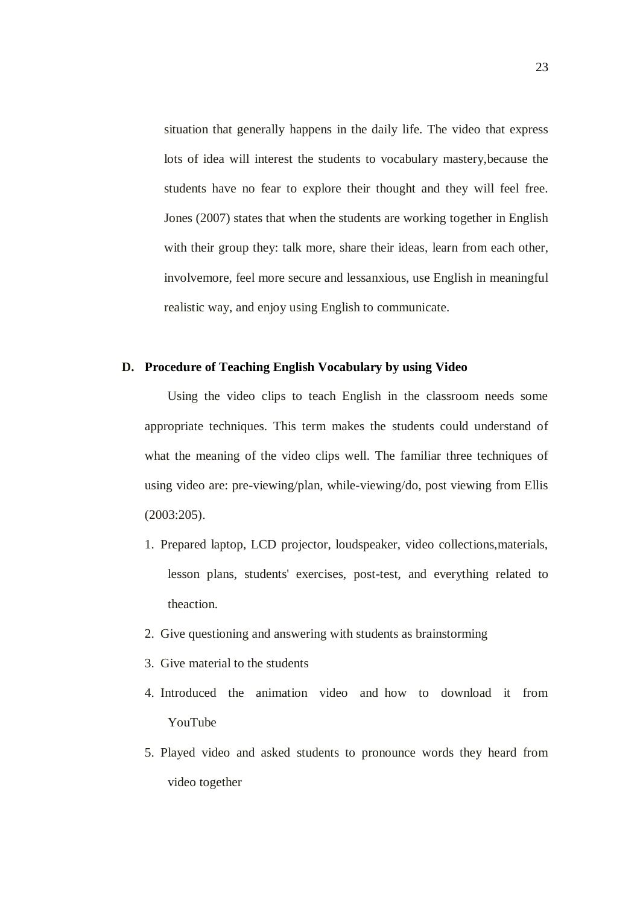situation that generally happens in the daily life. The video that express lots of idea will interest the students to vocabulary mastery,because the students have no fear to explore their thought and they will feel free. Jones (2007) states that when the students are working together in English with their group they: talk more, share their ideas, learn from each other, involvemore, feel more secure and lessanxious, use English in meaningful realistic way, and enjoy using English to communicate.

**D. Procedure of Teaching English Vocabulary by using Video**

Using the video clips to teach English in the classroom needs some appropriate techniques. This term makes the students could understand of what the meaning of the video clips well. The familiar three techniques of using video are: pre-viewing/plan, while-viewing/do, post viewing from Ellis (2003:205).

1. Prepared laptop, LCD projector, loudspeaker, video collections,materials, lesson plans, students' exercises, post-test, and everything related to theaction.
2. Give questioning and answering with students as brainstorming
3. Give material to the students
4. Introduced the animation video and how to download it from YouTube
5. Played video and asked students to pronounce words they heard from video together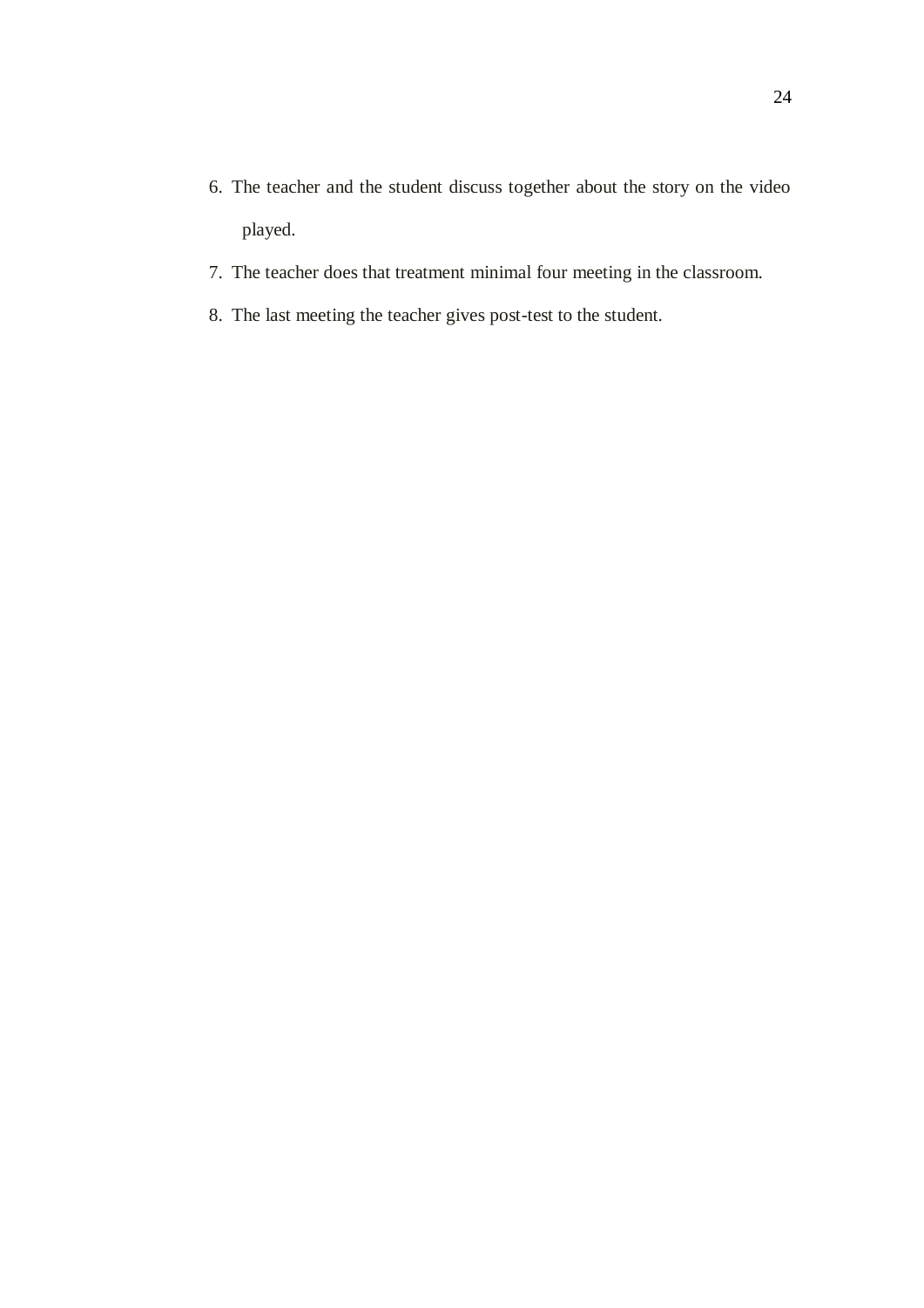6. The teacher and the student discuss together about the story on the video played.
7. The teacher does that treatment minimal four meeting in the classroom.
8. The last meeting the teacher gives post-test to the student.